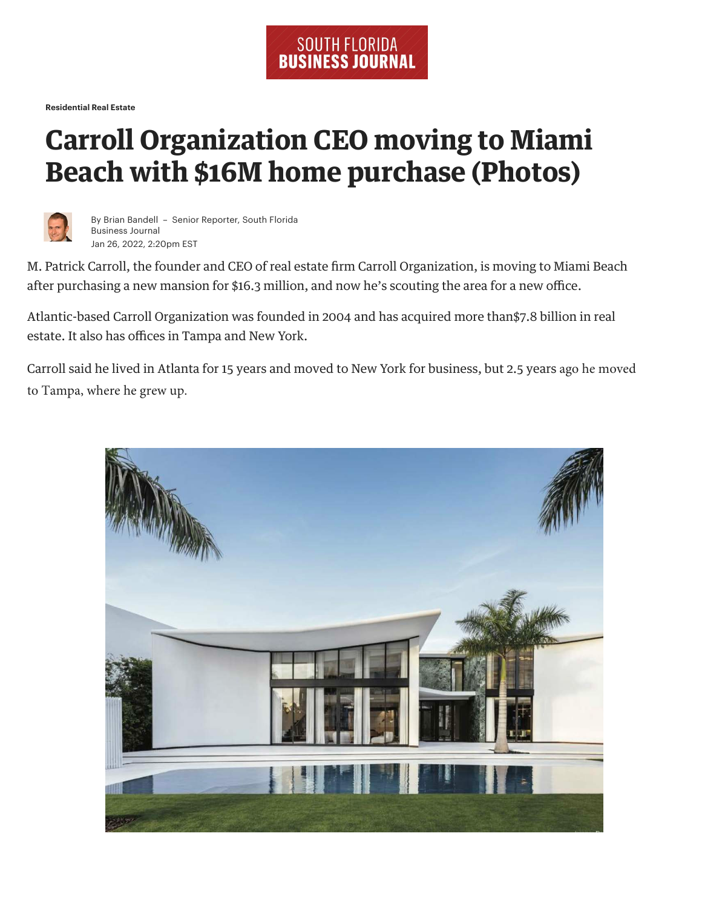SOUTH FLORIDA BUSINESS JOURNAL

**Residential Real Estate**

# Carroll Organization CEO moving to Miami Beach with $16M home purchase (Photos)

By Brian Bandell – Senior Reporter, South Florida Business Journal
Jan 26, 2022, 2:20pm EST

M. Patrick Carroll, the founder and CEO of real estate firm Carroll Organization, is moving to Miami Beach after purchasing a new mansion for $16.3 million, and now he's scouting the area for a new office.

Atlantic-based Carroll Organization was founded in 2004 and has acquired more than$7.8 billion in real estate. It also has offices in Tampa and New York.

Carroll said he lived in Atlanta for 15 years and moved to New York for business, but 2.5 years ago he moved to Tampa, where he grew up.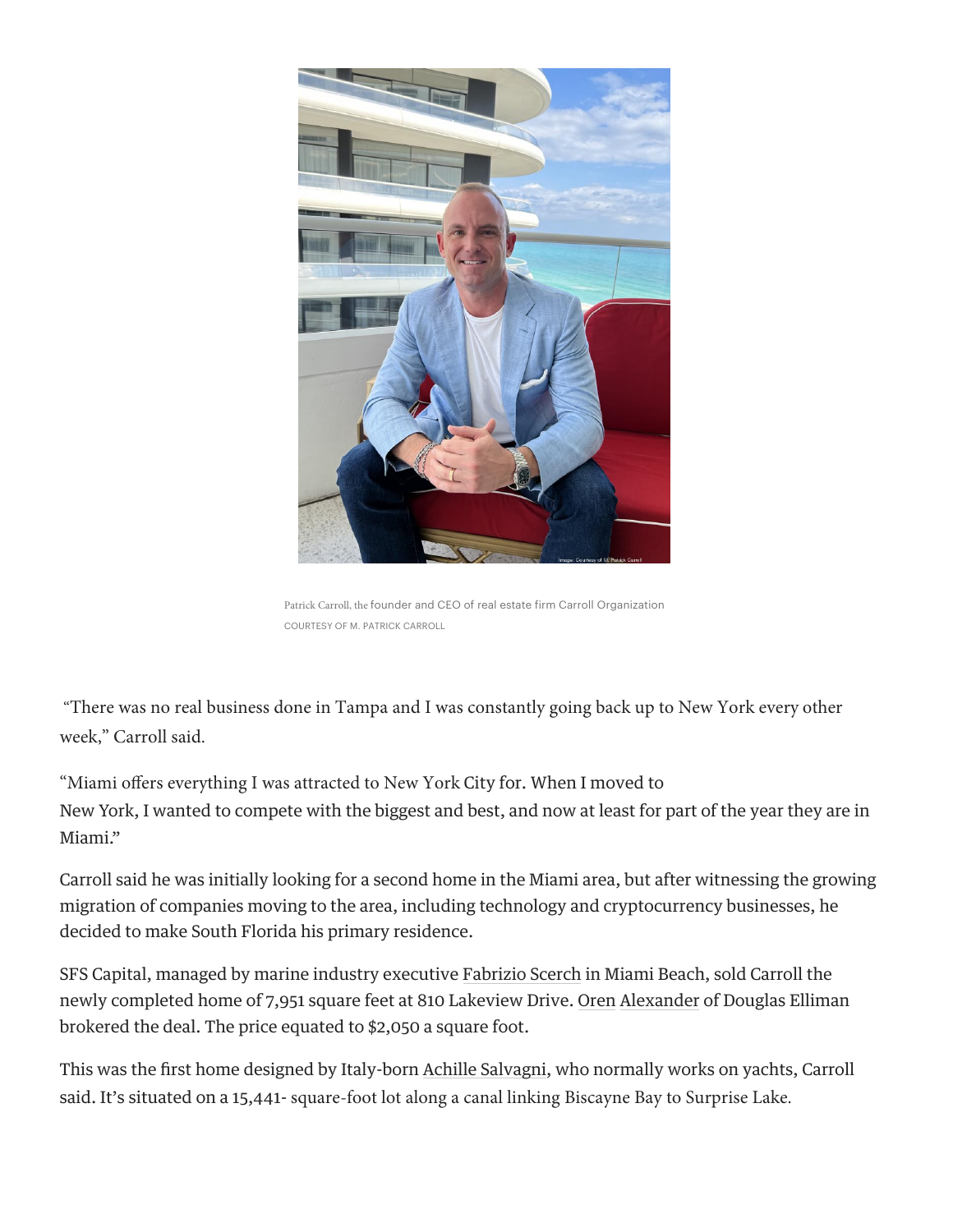Patrick Carroll, the founder and CEO of real estate firm Carroll Organization
COURTESY OF M. PATRICK CARROLL

"There was no real business done in Tampa and I was constantly going back up to New York every other week," Carroll said.

"Miami offers everything I was attracted to New York City for. When I moved to New York, I wanted to compete with the biggest and best, and now at least for part of the year they are in Miami."

Carroll said he was initially looking for a second home in the Miami area, but after witnessing the growing migration of companies moving to the area, including technology and cryptocurrency businesses, he decided to make South Florida his primary residence.

SFS Capital, managed by marine industry executive Fabrizio Scerch in Miami Beach, sold Carroll the newly completed home of 7,951 square feet at 810 Lakeview Drive. Oren Alexander of Douglas Elliman brokered the deal. The price equated to $2,050 a square foot.

This was the first home designed by Italy-born Achille Salvagni, who normally works on yachts, Carroll said. It's situated on a 15,441- square-foot lot along a canal linking Biscayne Bay to Surprise Lake.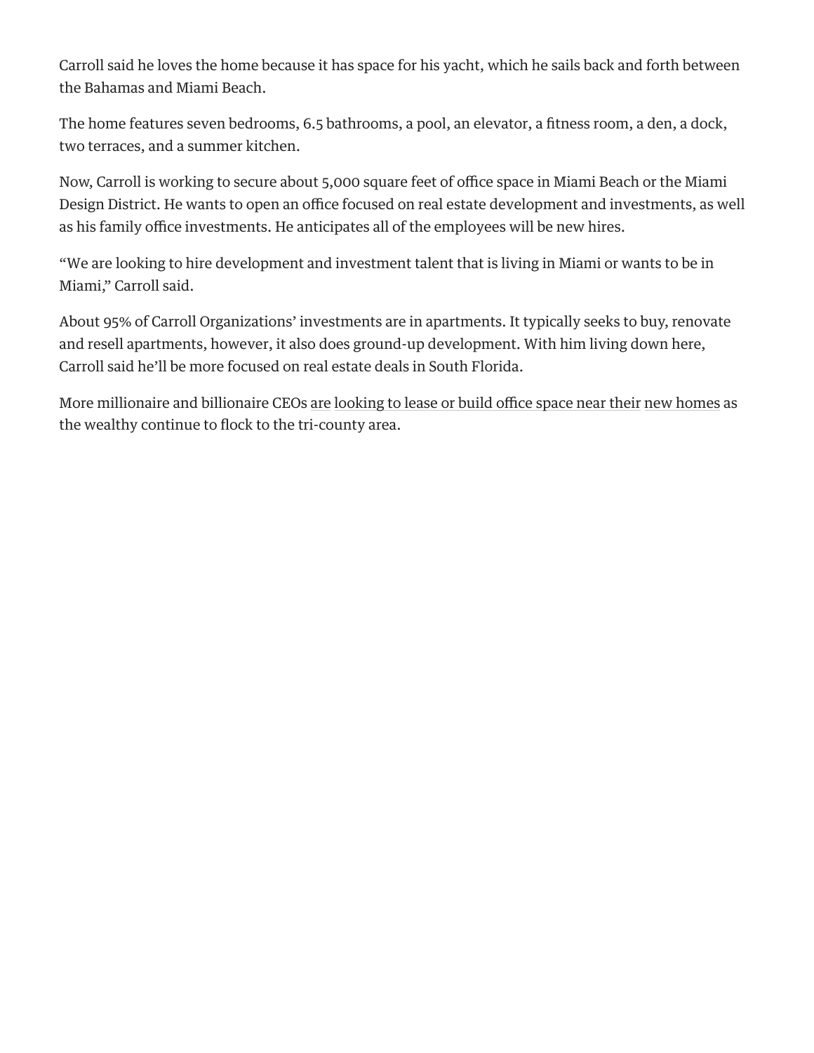Carroll said he loves the home because it has space for his yacht, which he sails back and forth between the Bahamas and Miami Beach.

The home features seven bedrooms, 6.5 bathrooms, a pool, an elevator, a fitness room, a den, a dock, two terraces, and a summer kitchen.

Now, Carroll is working to secure about 5,000 square feet of office space in Miami Beach or the Miami Design District. He wants to open an office focused on real estate development and investments, as well as his family office investments. He anticipates all of the employees will be new hires.

"We are looking to hire development and investment talent that is living in Miami or wants to be in Miami," Carroll said.

About 95% of Carroll Organizations' investments are in apartments. It typically seeks to buy, renovate and resell apartments, however, it also does ground-up development. With him living down here, Carroll said he'll be more focused on real estate deals in South Florida.

More millionaire and billionaire CEOs are looking to lease or build office space near their new homes as the wealthy continue to flock to the tri-county area.